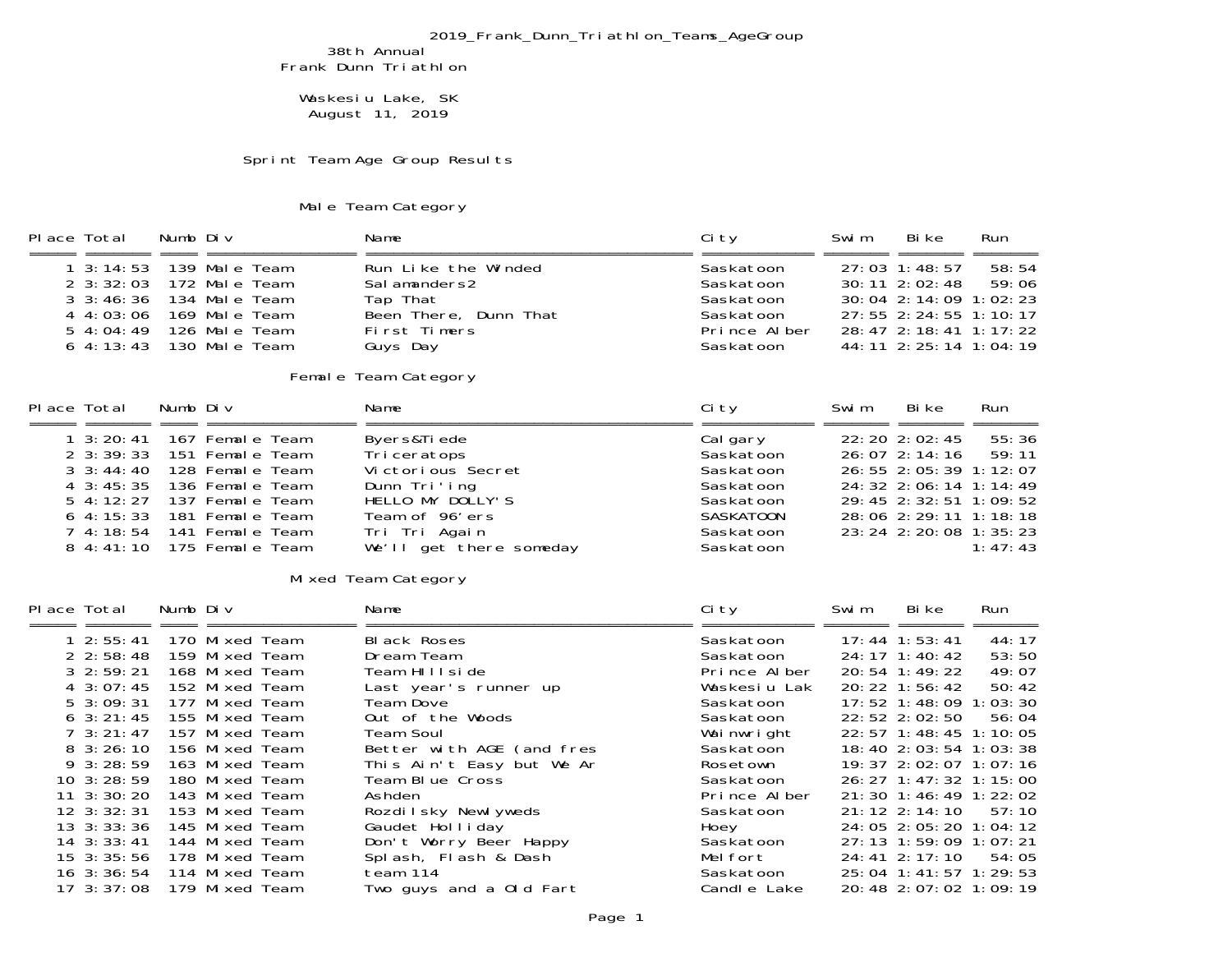2019_Frank_Dunn_Triathlon_Teams_AgeGroup

38th Annual
Frank Dunn Triathlon

Waskesiu Lake, SK
August 11, 2019

## Sprint Team Age Group Results

### Male Team Category

| Place | Total | Numb | Div | Name | City | Swim | Bike | Run |
|---|---|---|---|---|---|---|---|---|
| 1 | 3:14:53 | 139 | Male Team | Run Like the Winded | Saskatoon | 27:03 | 1:48:57 | 58:54 |
| 2 | 3:32:03 | 172 | Male Team | Salamanders2 | Saskatoon | 30:11 | 2:02:48 | 59:06 |
| 3 | 3:46:36 | 134 | Male Team | Tap That | Saskatoon | 30:04 | 2:14:09 | 1:02:23 |
| 4 | 4:03:06 | 169 | Male Team | Been There, Dunn That | Saskatoon | 27:55 | 2:24:55 | 1:10:17 |
| 5 | 4:04:49 | 126 | Male Team | First Timers | Prince Alber | 28:47 | 2:18:41 | 1:17:22 |
| 6 | 4:13:43 | 130 | Male Team | Guys Day | Saskatoon | 44:11 | 2:25:14 | 1:04:19 |

### Female Team Category

| Place | Total | Numb | Div | Name | City | Swim | Bike | Run |
|---|---|---|---|---|---|---|---|---|
| 1 | 3:20:41 | 167 | Female Team | Byers&Tiede | Calgary | 22:20 | 2:02:45 | 55:36 |
| 2 | 3:39:33 | 151 | Female Team | Triceratops | Saskatoon | 26:07 | 2:14:16 | 59:11 |
| 3 | 3:44:40 | 128 | Female Team | Victorious Secret | Saskatoon | 26:55 | 2:05:39 | 1:12:07 |
| 4 | 3:45:35 | 136 | Female Team | Dunn Tri'ing | Saskatoon | 24:32 | 2:06:14 | 1:14:49 |
| 5 | 4:12:27 | 137 | Female Team | HELLO MY DOLLY'S | Saskatoon | 29:45 | 2:32:51 | 1:09:52 |
| 6 | 4:15:33 | 181 | Female Team | Team of 96'ers | SASKATOON | 28:06 | 2:29:11 | 1:18:18 |
| 7 | 4:18:54 | 141 | Female Team | Tri Tri Again | Saskatoon | 23:24 | 2:20:08 | 1:35:23 |
| 8 | 4:41:10 | 175 | Female Team | We'll get there someday | Saskatoon | | | 1:47:43 |

### Mixed Team Category

| Place | Total | Numb | Div | Name | City | Swim | Bike | Run |
|---|---|---|---|---|---|---|---|---|
| 1 | 2:55:41 | 170 | Mixed Team | Black Roses | Saskatoon | 17:44 | 1:53:41 | 44:17 |
| 2 | 2:58:48 | 159 | Mixed Team | Dream Team | Saskatoon | 24:17 | 1:40:42 | 53:50 |
| 3 | 2:59:21 | 168 | Mixed Team | Team Hillside | Prince Alber | 20:54 | 1:49:22 | 49:07 |
| 4 | 3:07:45 | 152 | Mixed Team | Last year's runner up | Waskesiu Lak | 20:22 | 1:56:42 | 50:42 |
| 5 | 3:09:31 | 177 | Mixed Team | Team Dove | Saskatoon | 17:52 | 1:48:09 | 1:03:30 |
| 6 | 3:21:45 | 155 | Mixed Team | Out of the Woods | Saskatoon | 22:52 | 2:02:50 | 56:04 |
| 7 | 3:21:47 | 157 | Mixed Team | Team Soul | Wainwright | 22:57 | 1:48:45 | 1:10:05 |
| 8 | 3:26:10 | 156 | Mixed Team | Better with AGE (and fres | Saskatoon | 18:40 | 2:03:54 | 1:03:38 |
| 9 | 3:28:59 | 163 | Mixed Team | This Ain't Easy but We Ar | Rosetown | 19:37 | 2:02:07 | 1:07:16 |
| 10 | 3:28:59 | 180 | Mixed Team | Team Blue Cross | Saskatoon | 26:27 | 1:47:32 | 1:15:00 |
| 11 | 3:30:20 | 143 | Mixed Team | Ashden | Prince Alber | 21:30 | 1:46:49 | 1:22:02 |
| 12 | 3:32:31 | 153 | Mixed Team | Rozdilsky Newlyweds | Saskatoon | 21:12 | 2:14:10 | 57:10 |
| 13 | 3:33:36 | 145 | Mixed Team | Gaudet Holliday | Hoey | 24:05 | 2:05:20 | 1:04:12 |
| 14 | 3:33:41 | 144 | Mixed Team | Don't Worry Beer Happy | Saskatoon | 27:13 | 1:59:09 | 1:07:21 |
| 15 | 3:35:56 | 178 | Mixed Team | Splash, Flash & Dash | Melfort | 24:41 | 2:17:10 | 54:05 |
| 16 | 3:36:54 | 114 | Mixed Team | team 114 | Saskatoon | 25:04 | 1:41:57 | 1:29:53 |
| 17 | 3:37:08 | 179 | Mixed Team | Two guys and a Old Fart | Candle Lake | 20:48 | 2:07:02 | 1:09:19 |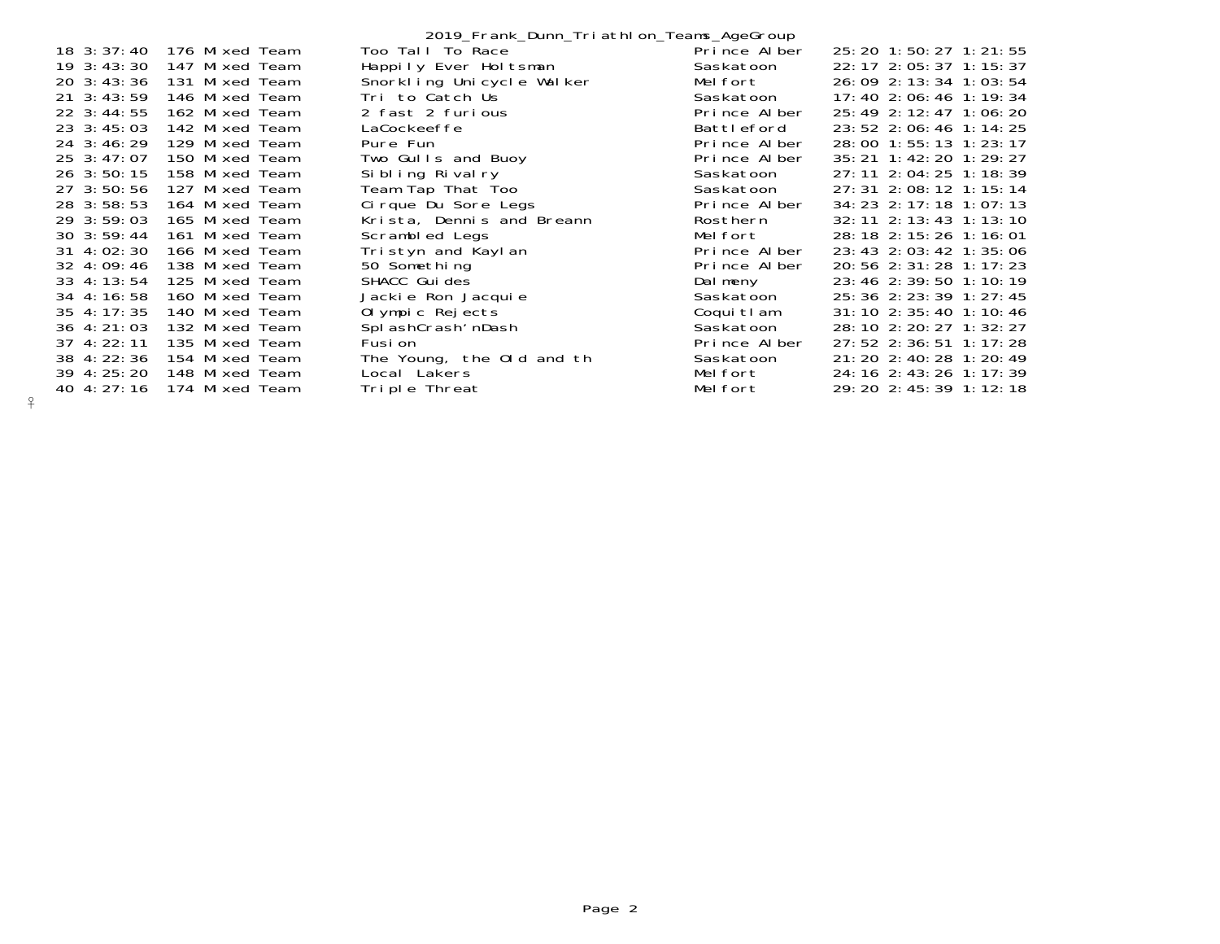| | | | | | | | | |
|---|---|---|---|---|---|---|---|---|
| 18 | 3:37:40 | 176 | Mixed Team | Too Tall To Race | Prince Alber | 25:20 | 1:50:27 | 1:21:55 |
| 19 | 3:43:30 | 147 | Mixed Team | Happily Ever Holtsman | Saskatoon | 22:17 | 2:05:37 | 1:15:37 |
| 20 | 3:43:36 | 131 | Mixed Team | Snorkling Unicycle Walker | Melfort | 26:09 | 2:13:34 | 1:03:54 |
| 21 | 3:43:59 | 146 | Mixed Team | Tri to Catch Us | Saskatoon | 17:40 | 2:06:46 | 1:19:34 |
| 22 | 3:44:55 | 162 | Mixed Team | 2 fast 2 furious | Prince Alber | 25:49 | 2:12:47 | 1:06:20 |
| 23 | 3:45:03 | 142 | Mixed Team | LaCockeeffe | Battleford | 23:52 | 2:06:46 | 1:14:25 |
| 24 | 3:46:29 | 129 | Mixed Team | Pure Fun | Prince Alber | 28:00 | 1:55:13 | 1:23:17 |
| 25 | 3:47:07 | 150 | Mixed Team | Two Gulls and Buoy | Prince Alber | 35:21 | 1:42:20 | 1:29:27 |
| 26 | 3:50:15 | 158 | Mixed Team | Sibling Rivalry | Saskatoon | 27:11 | 2:04:25 | 1:18:39 |
| 27 | 3:50:56 | 127 | Mixed Team | Team Tap That Too | Saskatoon | 27:31 | 2:08:12 | 1:15:14 |
| 28 | 3:58:53 | 164 | Mixed Team | Cirque Du Sore Legs | Prince Alber | 34:23 | 2:17:18 | 1:07:13 |
| 29 | 3:59:03 | 165 | Mixed Team | Krista, Dennis and Breann | Rosthern | 32:11 | 2:13:43 | 1:13:10 |
| 30 | 3:59:44 | 161 | Mixed Team | Scrambled Legs | Melfort | 28:18 | 2:15:26 | 1:16:01 |
| 31 | 4:02:30 | 166 | Mixed Team | Tristyn and Kaylan | Prince Alber | 23:43 | 2:03:42 | 1:35:06 |
| 32 | 4:09:46 | 138 | Mixed Team | 50 Something | Prince Alber | 20:56 | 2:31:28 | 1:17:23 |
| 33 | 4:13:54 | 125 | Mixed Team | SHACC Guides | Dalmeny | 23:46 | 2:39:50 | 1:10:19 |
| 34 | 4:16:58 | 160 | Mixed Team | Jackie Ron Jacquie | Saskatoon | 25:36 | 2:23:39 | 1:27:45 |
| 35 | 4:17:35 | 140 | Mixed Team | Olympic Rejects | Coquitlam | 31:10 | 2:35:40 | 1:10:46 |
| 36 | 4:21:03 | 132 | Mixed Team | SplashCrash'nDash | Saskatoon | 28:10 | 2:20:27 | 1:32:27 |
| 37 | 4:22:11 | 135 | Mixed Team | Fusion | Prince Alber | 27:52 | 2:36:51 | 1:17:28 |
| 38 | 4:22:36 | 154 | Mixed Team | The Young, the Old and th | Saskatoon | 21:20 | 2:40:28 | 1:20:49 |
| 39 | 4:25:20 | 148 | Mixed Team | Local Lakers | Melfort | 24:16 | 2:43:26 | 1:17:39 |
| 40 | 4:27:16 | 174 | Mixed Team | Triple Threat | Melfort | 29:20 | 2:45:39 | 1:12:18 |